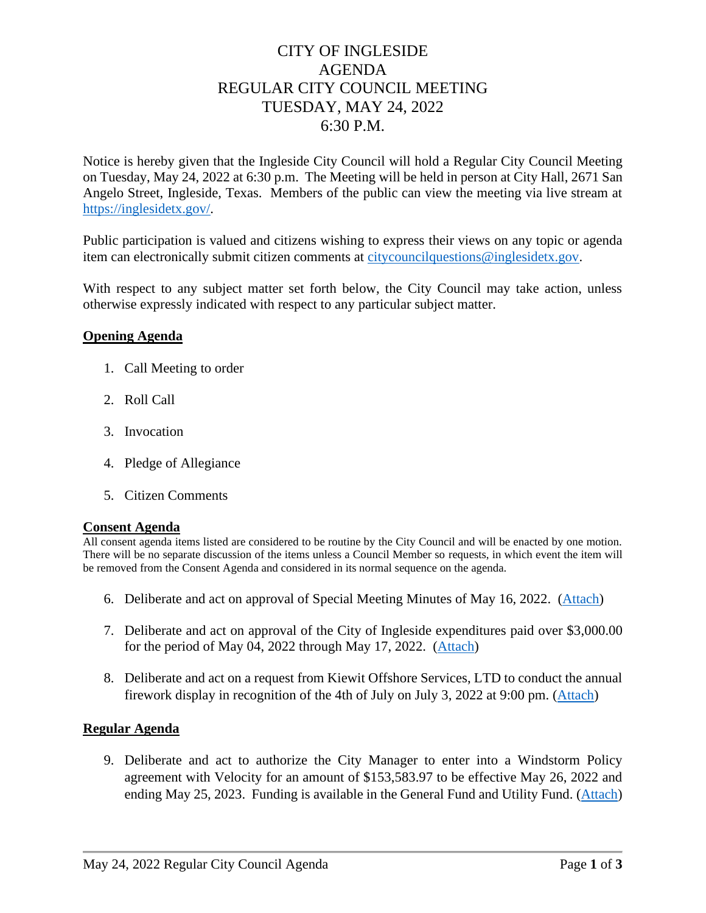# CITY OF INGLESIDE
# AGENDA
# REGULAR CITY COUNCIL MEETING
# TUESDAY, MAY 24, 2022
# 6:30 P.M.

Notice is hereby given that the Ingleside City Council will hold a Regular City Council Meeting on Tuesday, May 24, 2022 at 6:30 p.m. The Meeting will be held in person at City Hall, 2671 San Angelo Street, Ingleside, Texas. Members of the public can view the meeting via live stream at https://inglesidetx.gov/.

Public participation is valued and citizens wishing to express their views on any topic or agenda item can electronically submit citizen comments at citycouncilquestions@inglesidetx.gov.

With respect to any subject matter set forth below, the City Council may take action, unless otherwise expressly indicated with respect to any particular subject matter.

**Opening Agenda**

1. Call Meeting to order
2. Roll Call
3. Invocation
4. Pledge of Allegiance
5. Citizen Comments

**Consent Agenda**

All consent agenda items listed are considered to be routine by the City Council and will be enacted by one motion. There will be no separate discussion of the items unless a Council Member so requests, in which event the item will be removed from the Consent Agenda and considered in its normal sequence on the agenda.

6. Deliberate and act on approval of Special Meeting Minutes of May 16, 2022. (Attach)
7. Deliberate and act on approval of the City of Ingleside expenditures paid over $3,000.00 for the period of May 04, 2022 through May 17, 2022. (Attach)
8. Deliberate and act on a request from Kiewit Offshore Services, LTD to conduct the annual firework display in recognition of the 4th of July on July 3, 2022 at 9:00 pm. (Attach)

**Regular Agenda**

9. Deliberate and act to authorize the City Manager to enter into a Windstorm Policy agreement with Velocity for an amount of $153,583.97 to be effective May 26, 2022 and ending May 25, 2023. Funding is available in the General Fund and Utility Fund. (Attach)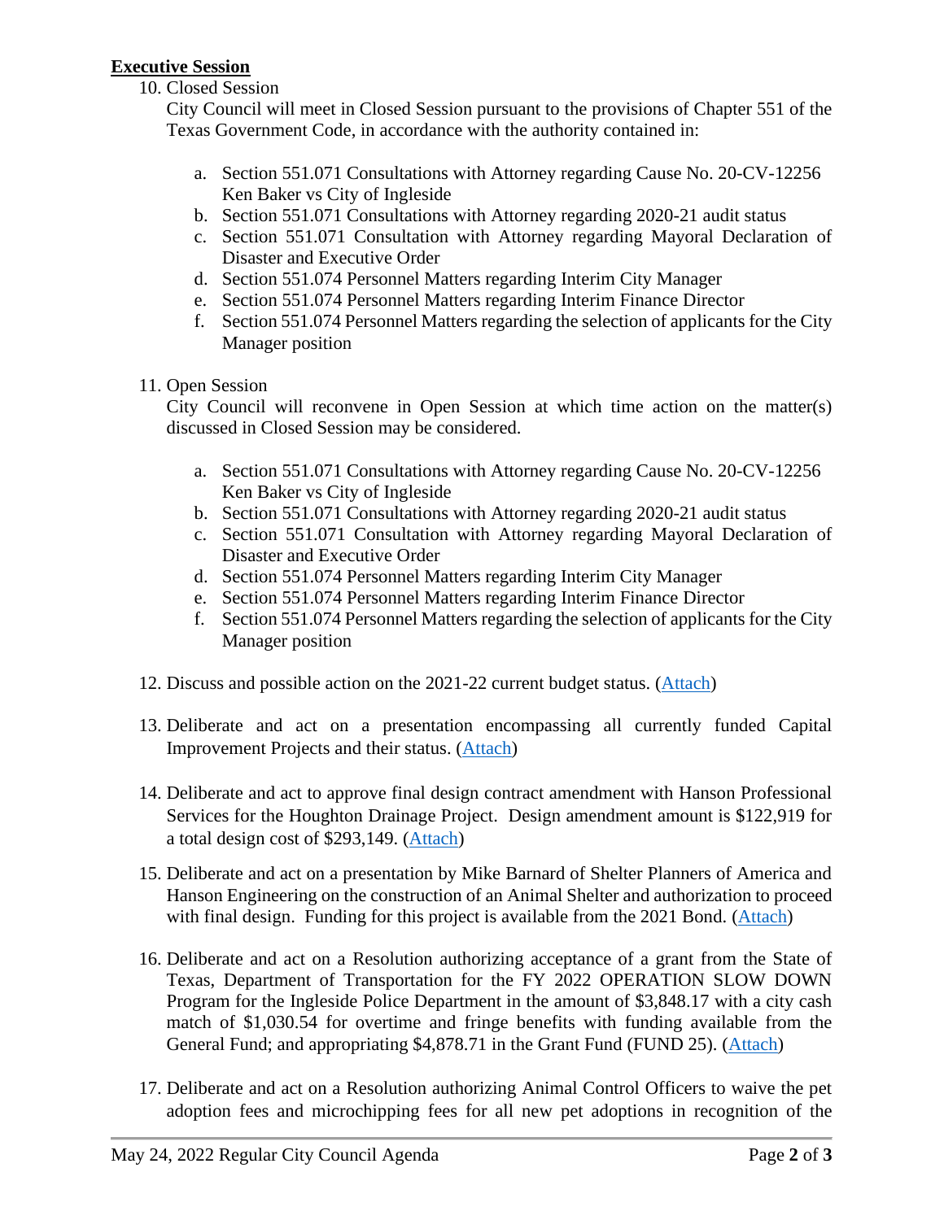**Executive Session**

10. Closed Session

    City Council will meet in Closed Session pursuant to the provisions of Chapter 551 of the Texas Government Code, in accordance with the authority contained in:

    a. Section 551.071 Consultations with Attorney regarding Cause No. 20-CV-12256 Ken Baker vs City of Ingleside
    b. Section 551.071 Consultations with Attorney regarding 2020-21 audit status
    c. Section 551.071 Consultation with Attorney regarding Mayoral Declaration of Disaster and Executive Order
    d. Section 551.074 Personnel Matters regarding Interim City Manager
    e. Section 551.074 Personnel Matters regarding Interim Finance Director
    f. Section 551.074 Personnel Matters regarding the selection of applicants for the City Manager position

11. Open Session

    City Council will reconvene in Open Session at which time action on the matter(s) discussed in Closed Session may be considered.

    a. Section 551.071 Consultations with Attorney regarding Cause No. 20-CV-12256 Ken Baker vs City of Ingleside
    b. Section 551.071 Consultations with Attorney regarding 2020-21 audit status
    c. Section 551.071 Consultation with Attorney regarding Mayoral Declaration of Disaster and Executive Order
    d. Section 551.074 Personnel Matters regarding Interim City Manager
    e. Section 551.074 Personnel Matters regarding Interim Finance Director
    f. Section 551.074 Personnel Matters regarding the selection of applicants for the City Manager position

12. Discuss and possible action on the 2021-22 current budget status. (Attach)

13. Deliberate and act on a presentation encompassing all currently funded Capital Improvement Projects and their status. (Attach)

14. Deliberate and act to approve final design contract amendment with Hanson Professional Services for the Houghton Drainage Project. Design amendment amount is $122,919 for a total design cost of $293,149. (Attach)

15. Deliberate and act on a presentation by Mike Barnard of Shelter Planners of America and Hanson Engineering on the construction of an Animal Shelter and authorization to proceed with final design. Funding for this project is available from the 2021 Bond. (Attach)

16. Deliberate and act on a Resolution authorizing acceptance of a grant from the State of Texas, Department of Transportation for the FY 2022 OPERATION SLOW DOWN Program for the Ingleside Police Department in the amount of $3,848.17 with a city cash match of $1,030.54 for overtime and fringe benefits with funding available from the General Fund; and appropriating $4,878.71 in the Grant Fund (FUND 25). (Attach)

17. Deliberate and act on a Resolution authorizing Animal Control Officers to waive the pet adoption fees and microchipping fees for all new pet adoptions in recognition of the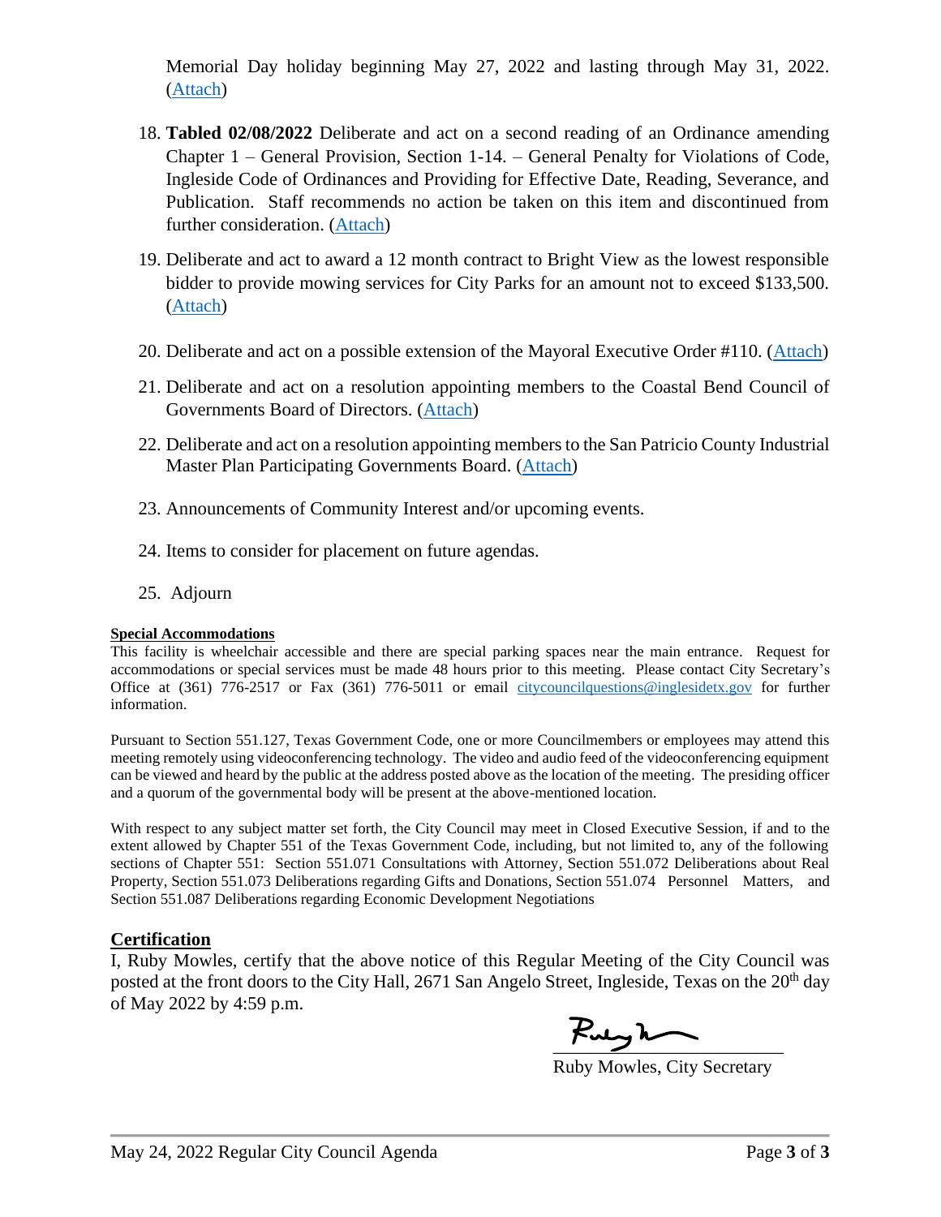Memorial Day holiday beginning May 27, 2022 and lasting through May 31, 2022. (Attach)

18. **Tabled 02/08/2022** Deliberate and act on a second reading of an Ordinance amending Chapter 1 – General Provision, Section 1-14. – General Penalty for Violations of Code, Ingleside Code of Ordinances and Providing for Effective Date, Reading, Severance, and Publication. Staff recommends no action be taken on this item and discontinued from further consideration. (Attach)

19. Deliberate and act to award a 12 month contract to Bright View as the lowest responsible bidder to provide mowing services for City Parks for an amount not to exceed $133,500. (Attach)

20. Deliberate and act on a possible extension of the Mayoral Executive Order #110. (Attach)

21. Deliberate and act on a resolution appointing members to the Coastal Bend Council of Governments Board of Directors. (Attach)

22. Deliberate and act on a resolution appointing members to the San Patricio County Industrial Master Plan Participating Governments Board. (Attach)

23. Announcements of Community Interest and/or upcoming events.

24. Items to consider for placement on future agendas.

25. Adjourn

**Special Accommodations**

This facility is wheelchair accessible and there are special parking spaces near the main entrance. Request for accommodations or special services must be made 48 hours prior to this meeting. Please contact City Secretary's Office at (361) 776-2517 or Fax (361) 776-5011 or email citycouncilquestions@inglesidetx.gov for further information.

Pursuant to Section 551.127, Texas Government Code, one or more Councilmembers or employees may attend this meeting remotely using videoconferencing technology. The video and audio feed of the videoconferencing equipment can be viewed and heard by the public at the address posted above as the location of the meeting. The presiding officer and a quorum of the governmental body will be present at the above-mentioned location.

With respect to any subject matter set forth, the City Council may meet in Closed Executive Session, if and to the extent allowed by Chapter 551 of the Texas Government Code, including, but not limited to, any of the following sections of Chapter 551: Section 551.071 Consultations with Attorney, Section 551.072 Deliberations about Real Property, Section 551.073 Deliberations regarding Gifts and Donations, Section 551.074 Personnel Matters, and Section 551.087 Deliberations regarding Economic Development Negotiations

## Certification

I, Ruby Mowles, certify that the above notice of this Regular Meeting of the City Council was posted at the front doors to the City Hall, 2671 San Angelo Street, Ingleside, Texas on the 20th day of May 2022 by 4:59 p.m.

Ruby Mowles, City Secretary